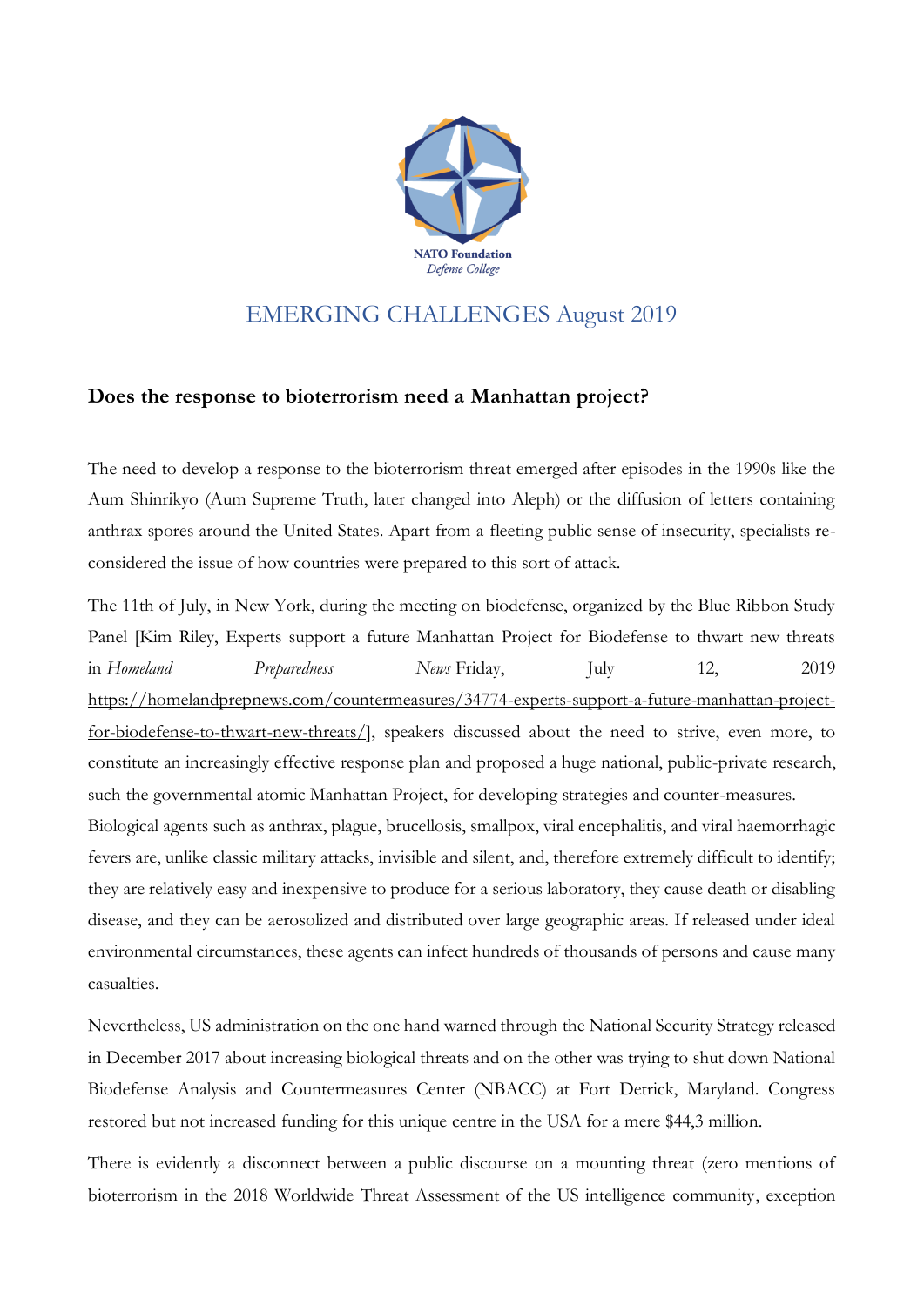NATO Foundation
*Defense College*

## EMERGING CHALLENGES August 2019

### Does the response to bioterrorism need a Manhattan project?

The need to develop a response to the bioterrorism threat emerged after episodes in the 1990s like the Aum Shinrikyo (Aum Supreme Truth, later changed into Aleph) or the diffusion of letters containing anthrax spores around the United States. Apart from a fleeting public sense of insecurity, specialists re-considered the issue of how countries were prepared to this sort of attack.

The 11th of July, in New York, during the meeting on biodefense, organized by the Blue Ribbon Study Panel [Kim Riley, Experts support a future Manhattan Project for Biodefense to thwart new threats in *Homeland Preparedness News* Friday, July 12, 2019 https://homelandprepnews.com/countermeasures/34774-experts-support-a-future-manhattan-project-for-biodefense-to-thwart-new-threats/], speakers discussed about the need to strive, even more, to constitute an increasingly effective response plan and proposed a huge national, public-private research, such the governmental atomic Manhattan Project, for developing strategies and counter-measures.

Biological agents such as anthrax, plague, brucellosis, smallpox, viral encephalitis, and viral haemorrhagic fevers are, unlike classic military attacks, invisible and silent, and, therefore extremely difficult to identify; they are relatively easy and inexpensive to produce for a serious laboratory, they cause death or disabling disease, and they can be aerosolized and distributed over large geographic areas. If released under ideal environmental circumstances, these agents can infect hundreds of thousands of persons and cause many casualties.

Nevertheless, US administration on the one hand warned through the National Security Strategy released in December 2017 about increasing biological threats and on the other was trying to shut down National Biodefense Analysis and Countermeasures Center (NBACC) at Fort Detrick, Maryland. Congress restored but not increased funding for this unique centre in the USA for a mere $44,3 million.

There is evidently a disconnect between a public discourse on a mounting threat (zero mentions of bioterrorism in the 2018 Worldwide Threat Assessment of the US intelligence community, exception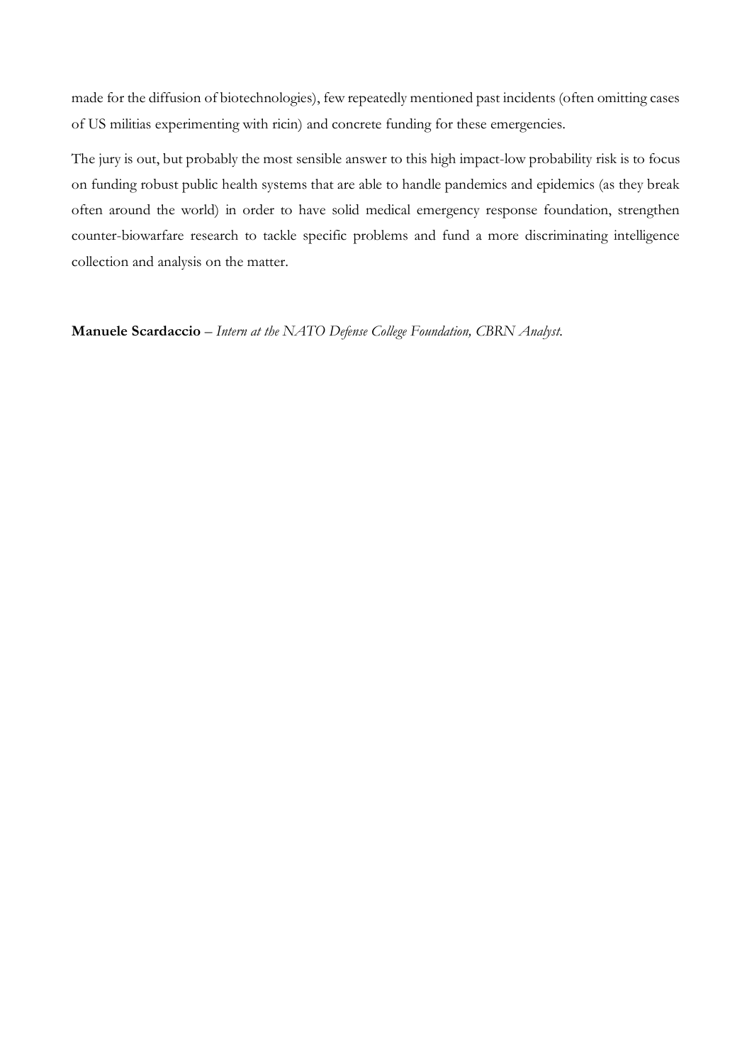made for the diffusion of biotechnologies), few repeatedly mentioned past incidents (often omitting cases of US militias experimenting with ricin) and concrete funding for these emergencies.

The jury is out, but probably the most sensible answer to this high impact-low probability risk is to focus on funding robust public health systems that are able to handle pandemics and epidemics (as they break often around the world) in order to have solid medical emergency response foundation, strengthen counter-biowarfare research to tackle specific problems and fund a more discriminating intelligence collection and analysis on the matter.

**Manuele Scardaccio** – *Intern at the NATO Defense College Foundation, CBRN Analyst.*